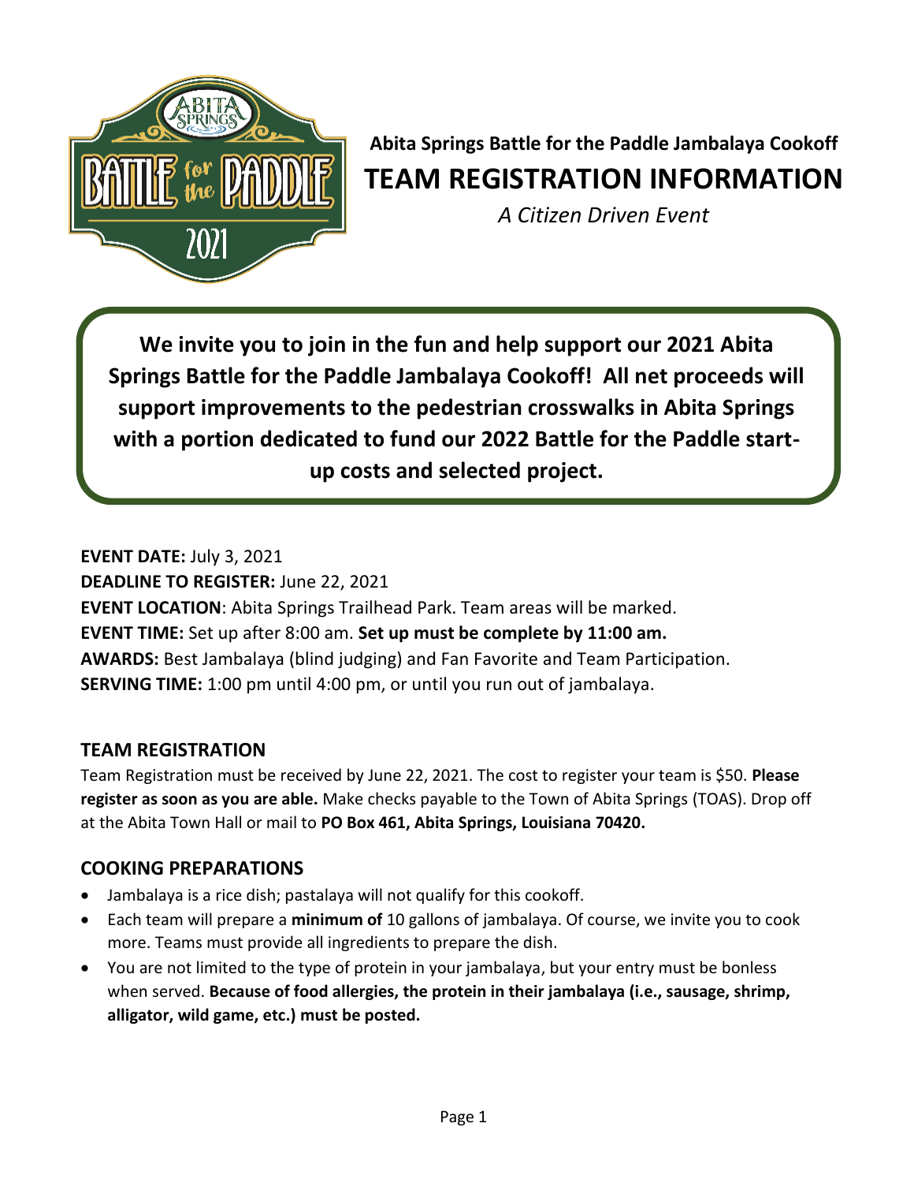**Abita Springs Battle for the Paddle Jambalaya Cookoff**

# TEAM REGISTRATION INFORMATION

*A Citizen Driven Event*

**We invite you to join in the fun and help support our 2021 Abita Springs Battle for the Paddle Jambalaya Cookoff! All net proceeds will support improvements to the pedestrian crosswalks in Abita Springs with a portion dedicated to fund our 2022 Battle for the Paddle start-up costs and selected project.**

**EVENT DATE:** July 3, 2021
**DEADLINE TO REGISTER:** June 22, 2021
**EVENT LOCATION**: Abita Springs Trailhead Park. Team areas will be marked.
**EVENT TIME:** Set up after 8:00 am. **Set up must be complete by 11:00 am.**
**AWARDS:** Best Jambalaya (blind judging) and Fan Favorite and Team Participation.
**SERVING TIME:** 1:00 pm until 4:00 pm, or until you run out of jambalaya.

## TEAM REGISTRATION

Team Registration must be received by June 22, 2021. The cost to register your team is $50. **Please register as soon as you are able.** Make checks payable to the Town of Abita Springs (TOAS). Drop off at the Abita Town Hall or mail to **PO Box 461, Abita Springs, Louisiana 70420.**

## COOKING PREPARATIONS

- Jambalaya is a rice dish; pastalaya will not qualify for this cookoff.
- Each team will prepare a **minimum of** 10 gallons of jambalaya. Of course, we invite you to cook more. Teams must provide all ingredients to prepare the dish.
- You are not limited to the type of protein in your jambalaya, but your entry must be bonless when served. **Because of food allergies, the protein in their jambalaya (i.e., sausage, shrimp, alligator, wild game, etc.) must be posted.**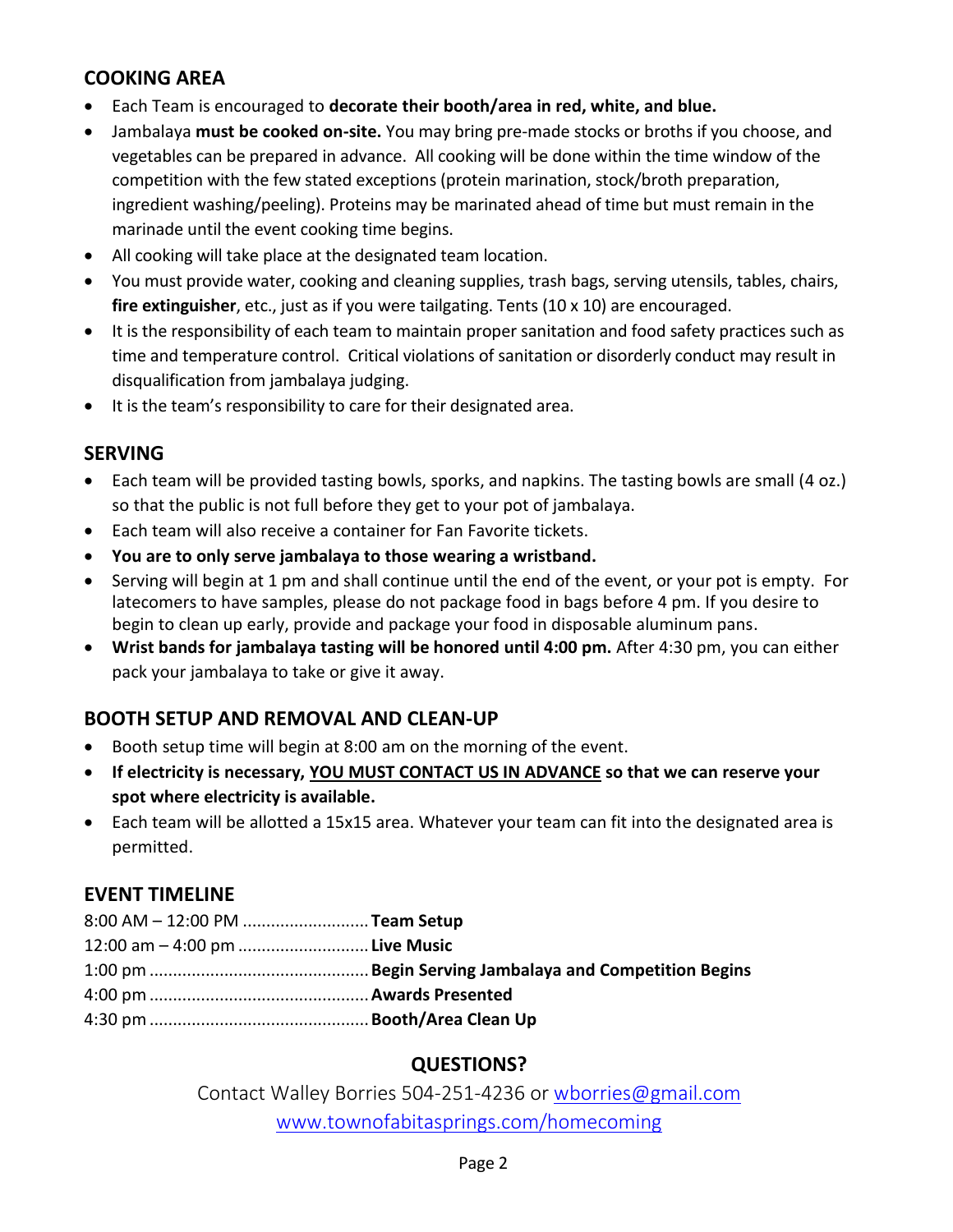## COOKING AREA

- Each Team is encouraged to **decorate their booth/area in red, white, and blue.**
- Jambalaya **must be cooked on-site.** You may bring pre-made stocks or broths if you choose, and vegetables can be prepared in advance. All cooking will be done within the time window of the competition with the few stated exceptions (protein marination, stock/broth preparation, ingredient washing/peeling). Proteins may be marinated ahead of time but must remain in the marinade until the event cooking time begins.
- All cooking will take place at the designated team location.
- You must provide water, cooking and cleaning supplies, trash bags, serving utensils, tables, chairs, **fire extinguisher**, etc., just as if you were tailgating. Tents (10 x 10) are encouraged.
- It is the responsibility of each team to maintain proper sanitation and food safety practices such as time and temperature control. Critical violations of sanitation or disorderly conduct may result in disqualification from jambalaya judging.
- It is the team's responsibility to care for their designated area.

## SERVING

- Each team will be provided tasting bowls, sporks, and napkins. The tasting bowls are small (4 oz.) so that the public is not full before they get to your pot of jambalaya.
- Each team will also receive a container for Fan Favorite tickets.
- **You are to only serve jambalaya to those wearing a wristband.**
- Serving will begin at 1 pm and shall continue until the end of the event, or your pot is empty. For latecomers to have samples, please do not package food in bags before 4 pm. If you desire to begin to clean up early, provide and package your food in disposable aluminum pans.
- **Wrist bands for jambalaya tasting will be honored until 4:00 pm.** After 4:30 pm, you can either pack your jambalaya to take or give it away.

## BOOTH SETUP AND REMOVAL AND CLEAN-UP

- Booth setup time will begin at 8:00 am on the morning of the event.
- **If electricity is necessary, <u>YOU MUST CONTACT US IN ADVANCE</u> so that we can reserve your spot where electricity is available.**
- Each team will be allotted a 15x15 area. Whatever your team can fit into the designated area is permitted.

## EVENT TIMELINE

8:00 AM – 12:00 PM .......................... **Team Setup**
12:00 am – 4:00 pm ........................... **Live Music**
1:00 pm ............................................. **Begin Serving Jambalaya and Competition Begins**
4:00 pm ............................................. **Awards Presented**
4:30 pm ............................................. **Booth/Area Clean Up**

## QUESTIONS?

Contact Walley Borries 504-251-4236 or wborries@gmail.com

www.townofabitasprings.com/homecoming